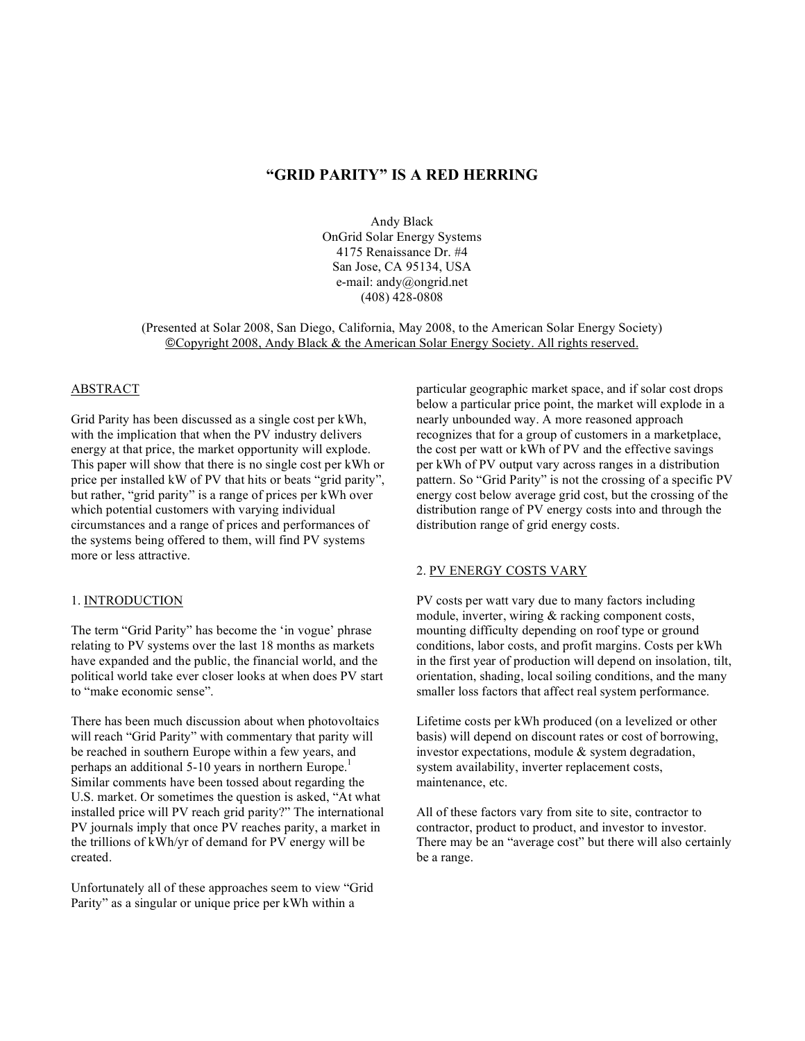# "GRID PARITY" IS A RED HERRING

Andy Black
OnGrid Solar Energy Systems
4175 Renaissance Dr. #4
San Jose, CA 95134, USA
e-mail: andy@ongrid.net
(408) 428-0808

(Presented at Solar 2008, San Diego, California, May 2008, to the American Solar Energy Society)
©Copyright 2008, Andy Black & the American Solar Energy Society. All rights reserved.

## ABSTRACT

Grid Parity has been discussed as a single cost per kWh, with the implication that when the PV industry delivers energy at that price, the market opportunity will explode. This paper will show that there is no single cost per kWh or price per installed kW of PV that hits or beats "grid parity", but rather, "grid parity" is a range of prices per kWh over which potential customers with varying individual circumstances and a range of prices and performances of the systems being offered to them, will find PV systems more or less attractive.

## 1. INTRODUCTION

The term "Grid Parity" has become the 'in vogue' phrase relating to PV systems over the last 18 months as markets have expanded and the public, the financial world, and the political world take ever closer looks at when does PV start to "make economic sense".

There has been much discussion about when photovoltaics will reach "Grid Parity" with commentary that parity will be reached in southern Europe within a few years, and perhaps an additional 5-10 years in northern Europe.[1] Similar comments have been tossed about regarding the U.S. market. Or sometimes the question is asked, "At what installed price will PV reach grid parity?" The international PV journals imply that once PV reaches parity, a market in the trillions of kWh/yr of demand for PV energy will be created.

Unfortunately all of these approaches seem to view "Grid Parity" as a singular or unique price per kWh within a particular geographic market space, and if solar cost drops below a particular price point, the market will explode in a nearly unbounded way. A more reasoned approach recognizes that for a group of customers in a marketplace, the cost per watt or kWh of PV and the effective savings per kWh of PV output vary across ranges in a distribution pattern. So "Grid Parity" is not the crossing of a specific PV energy cost below average grid cost, but the crossing of the distribution range of PV energy costs into and through the distribution range of grid energy costs.

## 2. PV ENERGY COSTS VARY

PV costs per watt vary due to many factors including module, inverter, wiring & racking component costs, mounting difficulty depending on roof type or ground conditions, labor costs, and profit margins. Costs per kWh in the first year of production will depend on insolation, tilt, orientation, shading, local soiling conditions, and the many smaller loss factors that affect real system performance.

Lifetime costs per kWh produced (on a levelized or other basis) will depend on discount rates or cost of borrowing, investor expectations, module & system degradation, system availability, inverter replacement costs, maintenance, etc.

All of these factors vary from site to site, contractor to contractor, product to product, and investor to investor. There may be an "average cost" but there will also certainly be a range.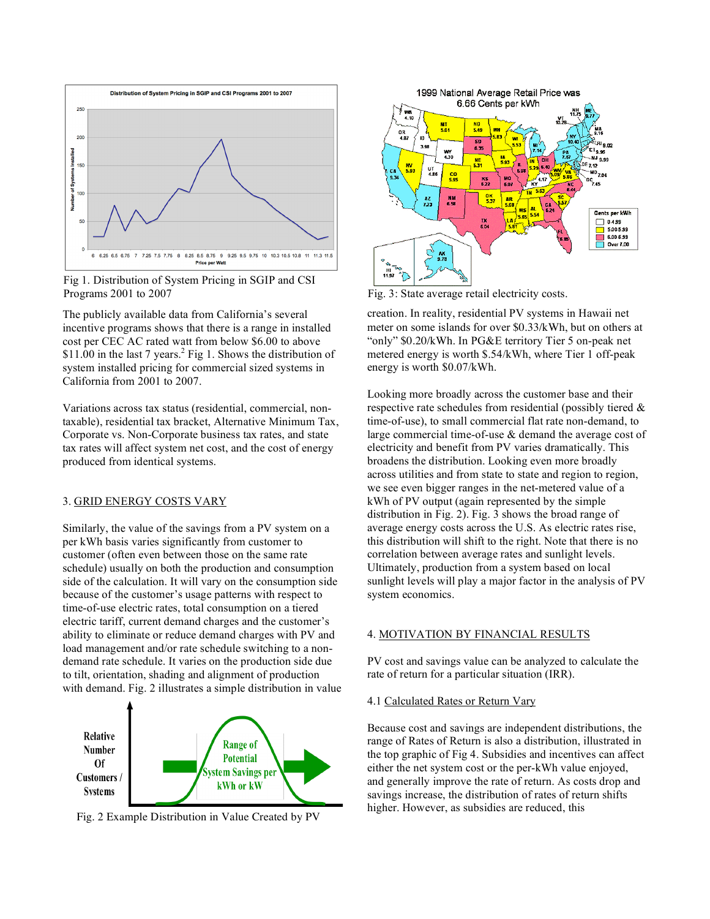Fig 1. Distribution of System Pricing in SGIP and CSI Programs 2001 to 2007

The publicly available data from California's several incentive programs shows that there is a range in installed cost per CEC AC rated watt from below $6.00 to above $11.00 in the last 7 years.[2] Fig 1. Shows the distribution of system installed pricing for commercial sized systems in California from 2001 to 2007.

Variations across tax status (residential, commercial, non-taxable), residential tax bracket, Alternative Minimum Tax, Corporate vs. Non-Corporate business tax rates, and state tax rates will affect system net cost, and the cost of energy produced from identical systems.

## 3. GRID ENERGY COSTS VARY

Similarly, the value of the savings from a PV system on a per kWh basis varies significantly from customer to customer (often even between those on the same rate schedule) usually on both the production and consumption side of the calculation. It will vary on the consumption side because of the customer's usage patterns with respect to time-of-use electric rates, total consumption on a tiered electric tariff, current demand charges and the customer's ability to eliminate or reduce demand charges with PV and load management and/or rate schedule switching to a non-demand rate schedule. It varies on the production side due to tilt, orientation, shading and alignment of production with demand. Fig. 2 illustrates a simple distribution in value creation. In reality, residential PV systems in Hawaii net meter on some islands for over $0.33/kWh, but on others at "only" $0.20/kWh. In PG&E territory Tier 5 on-peak net metered energy is worth $.54/kWh, where Tier 1 off-peak energy is worth $0.07/kWh.

Fig. 2 Example Distribution in Value Created by PV

Fig. 3: State average retail electricity costs.

Looking more broadly across the customer base and their respective rate schedules from residential (possibly tiered & time-of-use), to small commercial flat rate non-demand, to large commercial time-of-use & demand the average cost of electricity and benefit from PV varies dramatically. This broadens the distribution. Looking even more broadly across utilities and from state to state and region to region, we see even bigger ranges in the net-metered value of a kWh of PV output (again represented by the simple distribution in Fig. 2). Fig. 3 shows the broad range of average energy costs across the U.S. As electric rates rise, this distribution will shift to the right. Note that there is no correlation between average rates and sunlight levels. Ultimately, production from a system based on local sunlight levels will play a major factor in the analysis of PV system economics.

## 4. MOTIVATION BY FINANCIAL RESULTS

PV cost and savings value can be analyzed to calculate the rate of return for a particular situation (IRR).

### 4.1 Calculated Rates or Return Vary

Because cost and savings are independent distributions, the range of Rates of Return is also a distribution, illustrated in the top graphic of Fig 4. Subsidies and incentives can affect either the net system cost or the per-kWh value enjoyed, and generally improve the rate of return. As costs drop and savings increase, the distribution of rates of return shifts higher. However, as subsidies are reduced, this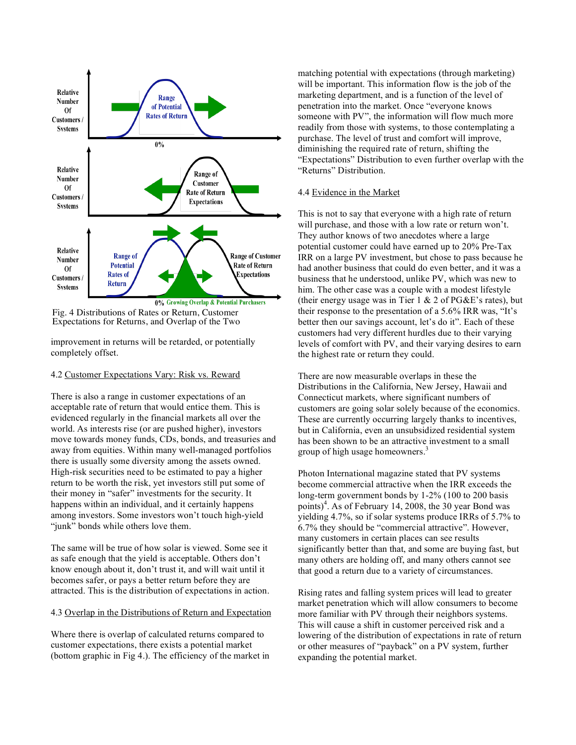Fig. 4 Distributions of Rates or Return, Customer Expectations for Returns, and Overlap of the Two

improvement in returns will be retarded, or potentially completely offset.

### 4.2 Customer Expectations Vary: Risk vs. Reward

There is also a range in customer expectations of an acceptable rate of return that would entice them. This is evidenced regularly in the financial markets all over the world. As interests rise (or are pushed higher), investors move towards money funds, CDs, bonds, and treasuries and away from equities. Within many well-managed portfolios there is usually some diversity among the assets owned. High-risk securities need to be estimated to pay a higher return to be worth the risk, yet investors still put some of their money in "safer" investments for the security. It happens within an individual, and it certainly happens among investors. Some investors won't touch high-yield "junk" bonds while others love them.

The same will be true of how solar is viewed. Some see it as safe enough that the yield is acceptable. Others don't know enough about it, don't trust it, and will wait until it becomes safer, or pays a better return before they are attracted. This is the distribution of expectations in action.

### 4.3 Overlap in the Distributions of Return and Expectation

Where there is overlap of calculated returns compared to customer expectations, there exists a potential market (bottom graphic in Fig 4.). The efficiency of the market in matching potential with expectations (through marketing) will be important. This information flow is the job of the marketing department, and is a function of the level of penetration into the market. Once "everyone knows someone with PV", the information will flow much more readily from those with systems, to those contemplating a purchase. The level of trust and comfort will improve, diminishing the required rate of return, shifting the "Expectations" Distribution to even further overlap with the "Returns" Distribution.

### 4.4 Evidence in the Market

This is not to say that everyone with a high rate of return will purchase, and those with a low rate or return won't. They author knows of two anecdotes where a large potential customer could have earned up to 20% Pre-Tax IRR on a large PV investment, but chose to pass because he had another business that could do even better, and it was a business that he understood, unlike PV, which was new to him. The other case was a couple with a modest lifestyle (their energy usage was in Tier 1 & 2 of PG&E's rates), but their response to the presentation of a 5.6% IRR was, "It's better then our savings account, let's do it". Each of these customers had very different hurdles due to their varying levels of comfort with PV, and their varying desires to earn the highest rate or return they could.

There are now measurable overlaps in these the Distributions in the California, New Jersey, Hawaii and Connecticut markets, where significant numbers of customers are going solar solely because of the economics. These are currently occurring largely thanks to incentives, but in California, even an unsubsidized residential system has been shown to be an attractive investment to a small group of high usage homeowners.[3]

Photon International magazine stated that PV systems become commercial attractive when the IRR exceeds the long-term government bonds by 1-2% (100 to 200 basis points)[4]. As of February 14, 2008, the 30 year Bond was yielding 4.7%, so if solar systems produce IRRs of 5.7% to 6.7% they should be "commercial attractive". However, many customers in certain places can see results significantly better than that, and some are buying fast, but many others are holding off, and many others cannot see that good a return due to a variety of circumstances.

Rising rates and falling system prices will lead to greater market penetration which will allow consumers to become more familiar with PV through their neighbors systems. This will cause a shift in customer perceived risk and a lowering of the distribution of expectations in rate of return or other measures of "payback" on a PV system, further expanding the potential market.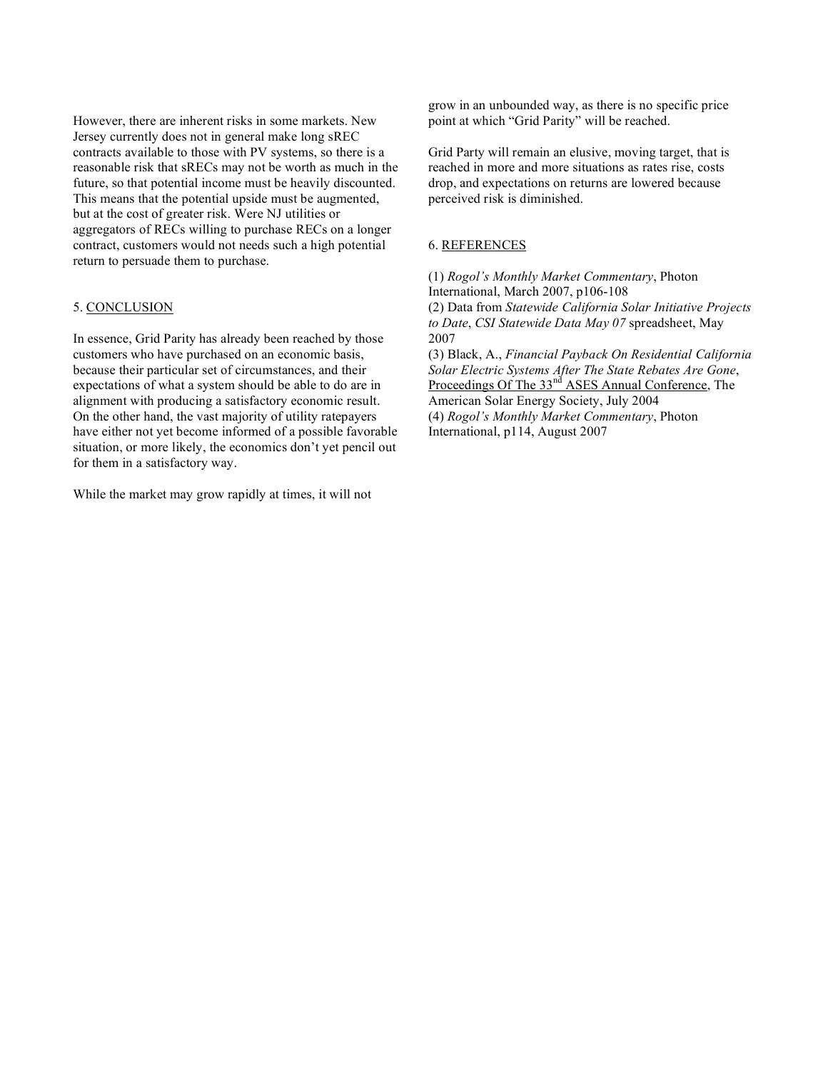However, there are inherent risks in some markets. New Jersey currently does not in general make long sREC contracts available to those with PV systems, so there is a reasonable risk that sRECs may not be worth as much in the future, so that potential income must be heavily discounted. This means that the potential upside must be augmented, but at the cost of greater risk. Were NJ utilities or aggregators of RECs willing to purchase RECs on a longer contract, customers would not needs such a high potential return to persuade them to purchase.

## 5. CONCLUSION

In essence, Grid Parity has already been reached by those customers who have purchased on an economic basis, because their particular set of circumstances, and their expectations of what a system should be able to do are in alignment with producing a satisfactory economic result. On the other hand, the vast majority of utility ratepayers have either not yet become informed of a possible favorable situation, or more likely, the economics don't yet pencil out for them in a satisfactory way.

While the market may grow rapidly at times, it will not grow in an unbounded way, as there is no specific price point at which "Grid Parity" will be reached.

Grid Party will remain an elusive, moving target, that is reached in more and more situations as rates rise, costs drop, and expectations on returns are lowered because perceived risk is diminished.

## 6. REFERENCES

(1) *Rogol's Monthly Market Commentary*, Photon International, March 2007, p106-108
(2) Data from *Statewide California Solar Initiative Projects to Date*, *CSI Statewide Data May 07* spreadsheet, May 2007
(3) Black, A., *Financial Payback On Residential California Solar Electric Systems After The State Rebates Are Gone*, Proceedings Of The 33nd ASES Annual Conference, The American Solar Energy Society, July 2004
(4) *Rogol's Monthly Market Commentary*, Photon International, p114, August 2007